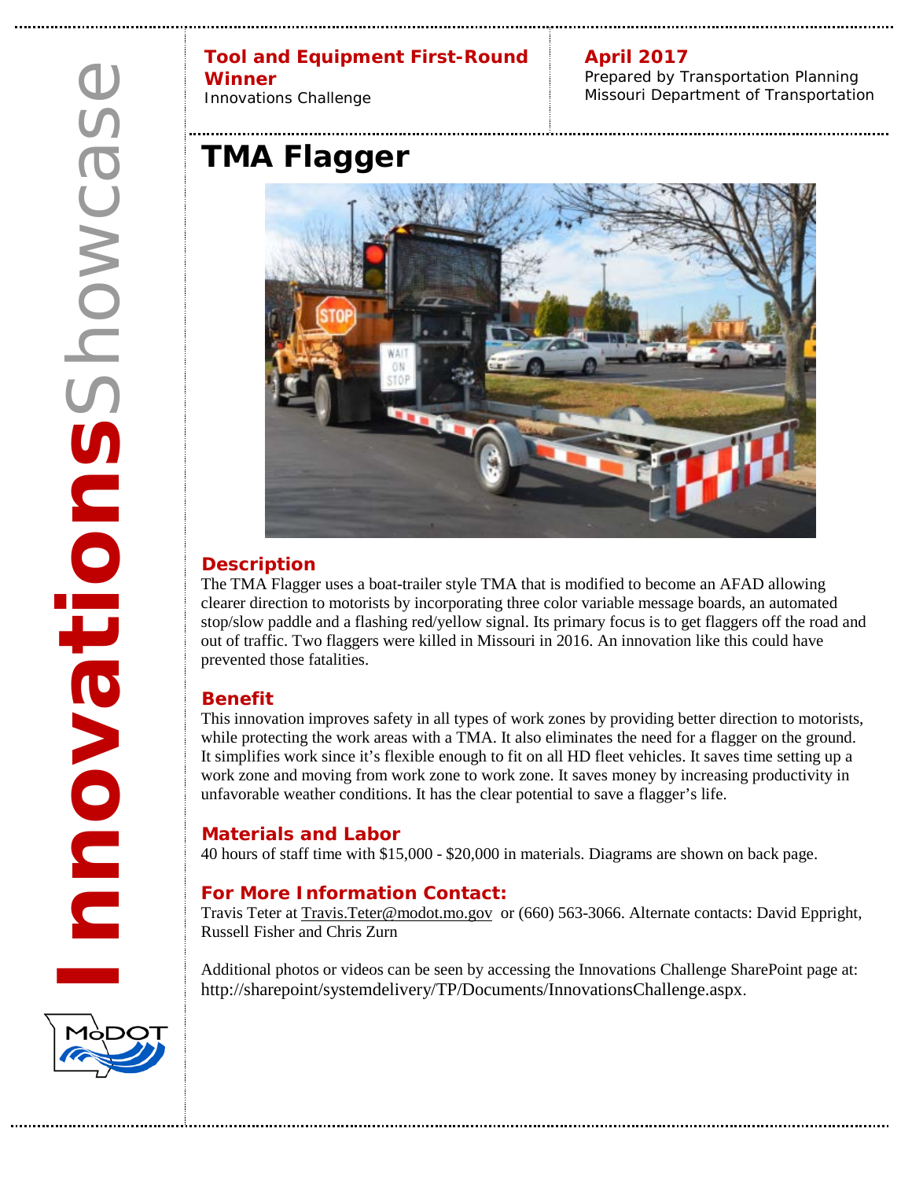**Tool and Equipment First-Round Winner**
Innovations Challenge

**April 2017**
Prepared by Transportation Planning
Missouri Department of Transportation

# TMA Flagger

## Description

The TMA Flagger uses a boat-trailer style TMA that is modified to become an AFAD allowing clearer direction to motorists by incorporating three color variable message boards, an automated stop/slow paddle and a flashing red/yellow signal. Its primary focus is to get flaggers off the road and out of traffic. Two flaggers were killed in Missouri in 2016. An innovation like this could have prevented those fatalities.

## Benefit

This innovation improves safety in all types of work zones by providing better direction to motorists, while protecting the work areas with a TMA. It also eliminates the need for a flagger on the ground. It simplifies work since it's flexible enough to fit on all HD fleet vehicles. It saves time setting up a work zone and moving from work zone to work zone. It saves money by increasing productivity in unfavorable weather conditions. It has the clear potential to save a flagger's life.

## Materials and Labor

40 hours of staff time with $15,000 - $20,000 in materials. Diagrams are shown on back page.

## For More Information Contact:

Travis Teter at Travis.Teter@modot.mo.gov or (660) 563-3066. Alternate contacts: David Eppright, Russell Fisher and Chris Zurn

Additional photos or videos can be seen by accessing the Innovations Challenge SharePoint page at: http://sharepoint/systemdelivery/TP/Documents/InnovationsChallenge.aspx.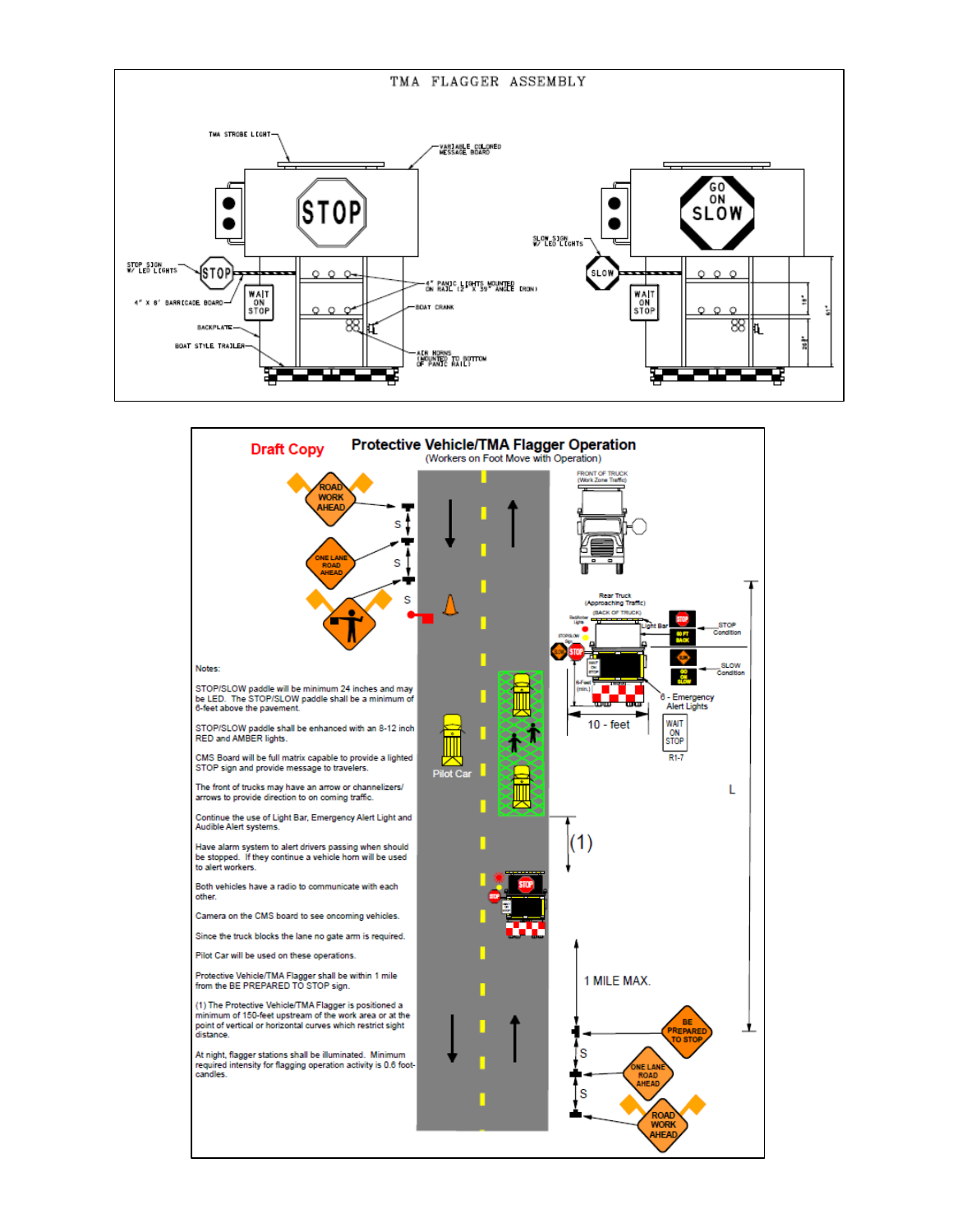# TMA FLAGGER ASSEMBLY

TMA STROBE LIGHT

VARIABLE COLORED MESSAGE BOARD

STOP

STOP SIGN W/ LED LIGHTS

STOP

4" X 8' BARRICADE BOARD

WAIT ON STOP

BACKPLATE

BOAT STYLE TRAILER

4" PANIC LIGHTS MOUNTED ON RAIL (2" X 39" ANGLE IRON)

BOAT CRANK

AIR HORNS (MOUNTED TO BOTTOM OF PANIC RAIL)

GO ON SLOW

SLOW SIGN W/ LED LIGHTS

SLOW

WAIT ON STOP

18"

61"

28"

---

**Draft Copy**

## Protective Vehicle/TMA Flagger Operation

(Workers on Foot Move with Operation)

ROAD WORK AHEAD

ONE LANE ROAD AHEAD

S

S

S

Pilot Car

(1)

1 MILE MAX.

L

BE PREPARED TO STOP

ONE LANE ROAD AHEAD

ROAD WORK AHEAD

S

S

FRONT OF TRUCK (Work Zone Traffic)

Rear Truck (Approaching Traffic) (BACK OF TRUCK)

Light Bar

STOP Condition

SLOW Condition

6 - Emergency Alert Lights

10 - feet

WAIT ON STOP

R1-7

Notes:

STOP/SLOW paddle will be minimum 24 inches and may be LED. The STOP/SLOW paddle shall be a minimum of 6-feet above the pavement.

STOP/SLOW paddle shall be enhanced with an 8-12 inch RED and AMBER lights.

CMS Board will be full matrix capable to provide a lighted STOP sign and provide message to travelers.

The front of trucks may have an arrow or channelizers/ arrows to provide direction to on coming traffic.

Continue the use of Light Bar, Emergency Alert Light and Audible Alert systems.

Have alarm system to alert drivers passing when should be stopped. If they continue a vehicle horn will be used to alert workers.

Both vehicles have a radio to communicate with each other.

Camera on the CMS board to see oncoming vehicles.

Since the truck blocks the lane no gate arm is required.

Pilot Car will be used on these operations.

Protective Vehicle/TMA Flagger shall be within 1 mile from the BE PREPARED TO STOP sign.

(1) The Protective Vehicle/TMA Flagger is positioned a minimum of 150-feet upstream of the work area or at the point of vertical or horizontal curves which restrict sight distance.

At night, flagger stations shall be illuminated. Minimum required intensity for flagging operation activity is 0.6 foot-candles.